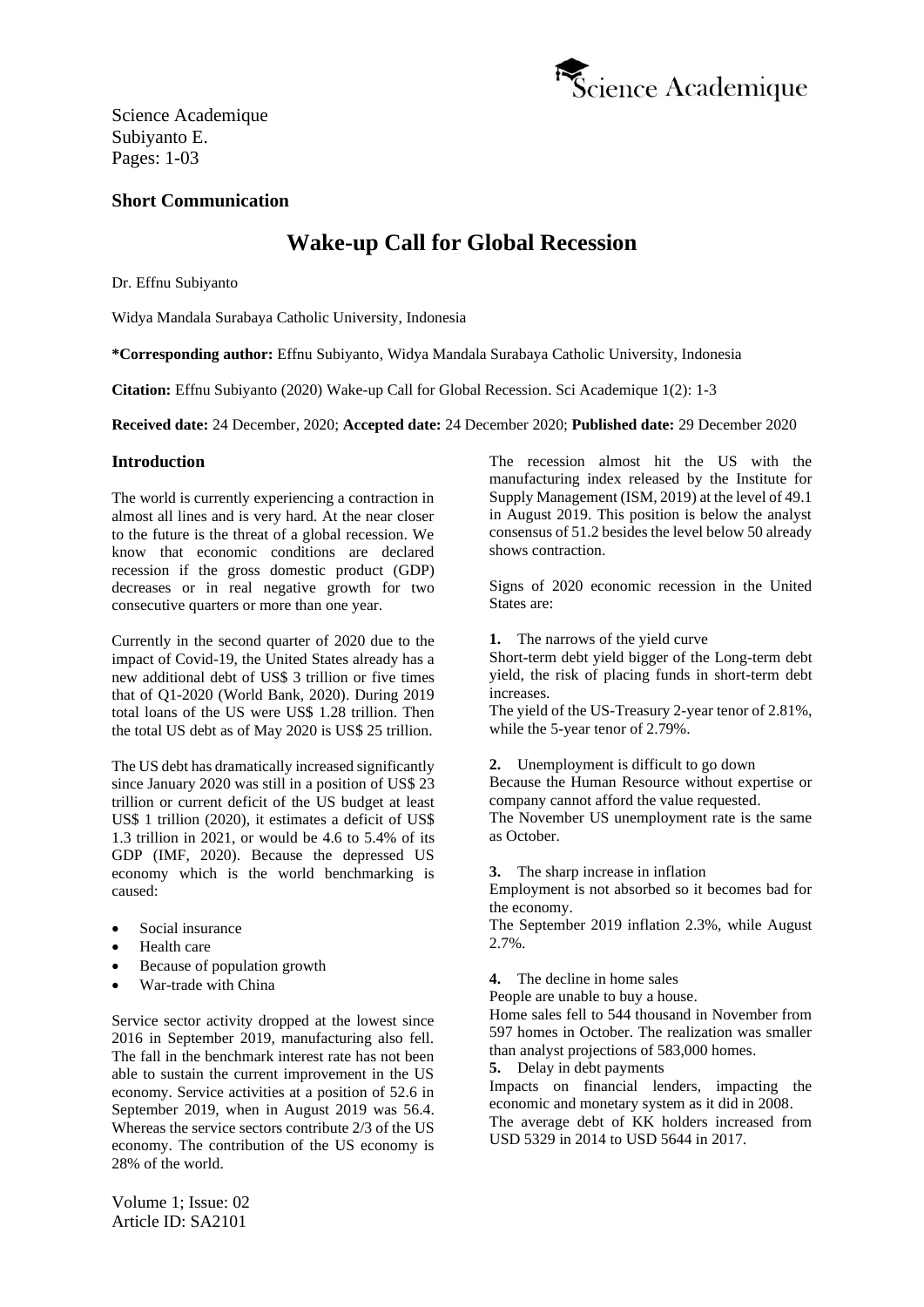Science Academique
Subiyanto E.

**Short Communication**

# Wake-up Call for Global Recession

Dr. Effnu Subiyanto

Widya Mandala Surabaya Catholic University, Indonesia

***Corresponding author:** Effnu Subiyanto, Widya Mandala Surabaya Catholic University, Indonesia

**Citation:** Effnu Subiyanto (2020) Wake-up Call for Global Recession. Sci Academique 1(2): 1-3

**Received date:** 24 December, 2020; **Accepted date:** 24 December 2020; **Published date:** 29 December 2020

## Introduction

The world is currently experiencing a contraction in almost all lines and is very hard. At the near closer to the future is the threat of a global recession. We know that economic conditions are declared recession if the gross domestic product (GDP) decreases or in real negative growth for two consecutive quarters or more than one year.

Currently in the second quarter of 2020 due to the impact of Covid-19, the United States already has a new additional debt of US$ 3 trillion or five times that of Q1-2020 (World Bank, 2020). During 2019 total loans of the US were US$ 1.28 trillion. Then the total US debt as of May 2020 is US$ 25 trillion.

The US debt has dramatically increased significantly since January 2020 was still in a position of US$ 23 trillion or current deficit of the US budget at least US$ 1 trillion (2020), it estimates a deficit of US$ 1.3 trillion in 2021, or would be 4.6 to 5.4% of its GDP (IMF, 2020). Because the depressed US economy which is the world benchmarking is caused:

- Social insurance
- Health care
- Because of population growth
- War-trade with China

Service sector activity dropped at the lowest since 2016 in September 2019, manufacturing also fell. The fall in the benchmark interest rate has not been able to sustain the current improvement in the US economy. Service activities at a position of 52.6 in September 2019, when in August 2019 was 56.4. Whereas the service sectors contribute 2/3 of the US economy. The contribution of the US economy is 28% of the world.

The recession almost hit the US with the manufacturing index released by the Institute for Supply Management (ISM, 2019) at the level of 49.1 in August 2019. This position is below the analyst consensus of 51.2 besides the level below 50 already shows contraction.

Signs of 2020 economic recession in the United States are:

**1.** The narrows of the yield curve
Short-term debt yield bigger of the Long-term debt yield, the risk of placing funds in short-term debt increases.
The yield of the US-Treasury 2-year tenor of 2.81%, while the 5-year tenor of 2.79%.

**2.** Unemployment is difficult to go down
Because the Human Resource without expertise or company cannot afford the value requested.
The November US unemployment rate is the same as October.

**3.** The sharp increase in inflation
Employment is not absorbed so it becomes bad for the economy.
The September 2019 inflation 2.3%, while August 2.7%.

**4.** The decline in home sales
People are unable to buy a house.
Home sales fell to 544 thousand in November from 597 homes in October. The realization was smaller than analyst projections of 583,000 homes.

**5.** Delay in debt payments
Impacts on financial lenders, impacting the economic and monetary system as it did in 2008.
The average debt of KK holders increased from USD 5329 in 2014 to USD 5644 in 2017.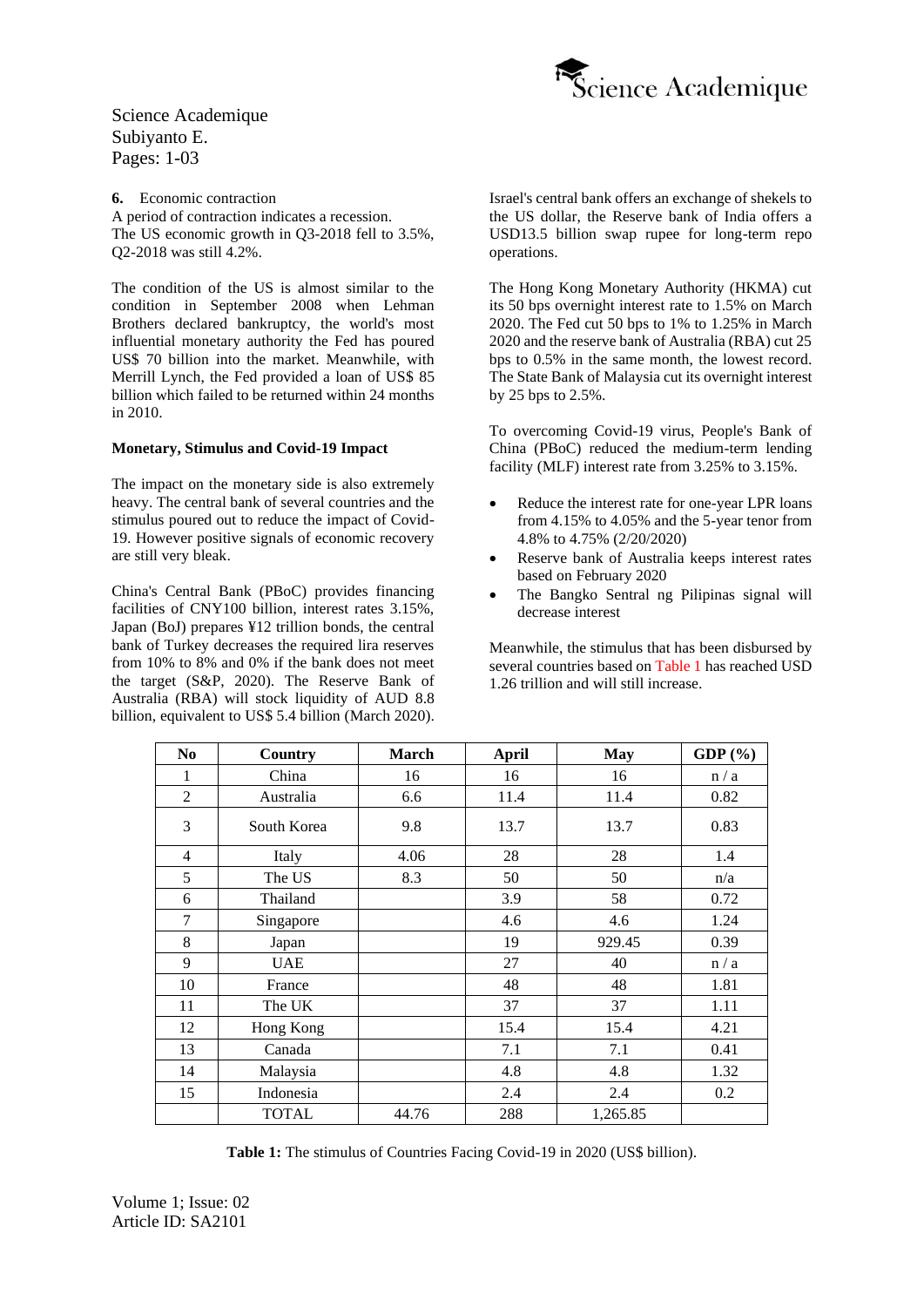**6.** Economic contraction

A period of contraction indicates a recession.
The US economic growth in Q3-2018 fell to 3.5%, Q2-2018 was still 4.2%.

The condition of the US is almost similar to the condition in September 2008 when Lehman Brothers declared bankruptcy, the world's most influential monetary authority the Fed has poured US$ 70 billion into the market. Meanwhile, with Merrill Lynch, the Fed provided a loan of US$ 85 billion which failed to be returned within 24 months in 2010.

**Monetary, Stimulus and Covid-19 Impact**

The impact on the monetary side is also extremely heavy. The central bank of several countries and the stimulus poured out to reduce the impact of Covid-19. However positive signals of economic recovery are still very bleak.

China's Central Bank (PBoC) provides financing facilities of CNY100 billion, interest rates 3.15%, Japan (BoJ) prepares ¥12 trillion bonds, the central bank of Turkey decreases the required lira reserves from 10% to 8% and 0% if the bank does not meet the target (S&P, 2020). The Reserve Bank of Australia (RBA) will stock liquidity of AUD 8.8 billion, equivalent to US$ 5.4 billion (March 2020). Israel's central bank offers an exchange of shekels to the US dollar, the Reserve bank of India offers a USD13.5 billion swap rupee for long-term repo operations.

The Hong Kong Monetary Authority (HKMA) cut its 50 bps overnight interest rate to 1.5% on March 2020. The Fed cut 50 bps to 1% to 1.25% in March 2020 and the reserve bank of Australia (RBA) cut 25 bps to 0.5% in the same month, the lowest record. The State Bank of Malaysia cut its overnight interest by 25 bps to 2.5%.

To overcoming Covid-19 virus, People's Bank of China (PBoC) reduced the medium-term lending facility (MLF) interest rate from 3.25% to 3.15%.

- Reduce the interest rate for one-year LPR loans from 4.15% to 4.05% and the 5-year tenor from 4.8% to 4.75% (2/20/2020)
- Reserve bank of Australia keeps interest rates based on February 2020
- The Bangko Sentral ng Pilipinas signal will decrease interest

Meanwhile, the stimulus that has been disbursed by several countries based on Table 1 has reached USD 1.26 trillion and will still increase.

| No | Country | March | April | May | GDP (%) |
|---|---|---|---|---|---|
| 1 | China | 16 | 16 | 16 | n / a |
| 2 | Australia | 6.6 | 11.4 | 11.4 | 0.82 |
| 3 | South Korea | 9.8 | 13.7 | 13.7 | 0.83 |
| 4 | Italy | 4.06 | 28 | 28 | 1.4 |
| 5 | The US | 8.3 | 50 | 50 | n/a |
| 6 | Thailand | | 3.9 | 58 | 0.72 |
| 7 | Singapore | | 4.6 | 4.6 | 1.24 |
| 8 | Japan | | 19 | 929.45 | 0.39 |
| 9 | UAE | | 27 | 40 | n / a |
| 10 | France | | 48 | 48 | 1.81 |
| 11 | The UK | | 37 | 37 | 1.11 |
| 12 | Hong Kong | | 15.4 | 15.4 | 4.21 |
| 13 | Canada | | 7.1 | 7.1 | 0.41 |
| 14 | Malaysia | | 4.8 | 4.8 | 1.32 |
| 15 | Indonesia | | 2.4 | 2.4 | 0.2 |
| | TOTAL | 44.76 | 288 | 1,265.85 | |

**Table 1:** The stimulus of Countries Facing Covid-19 in 2020 (US$ billion).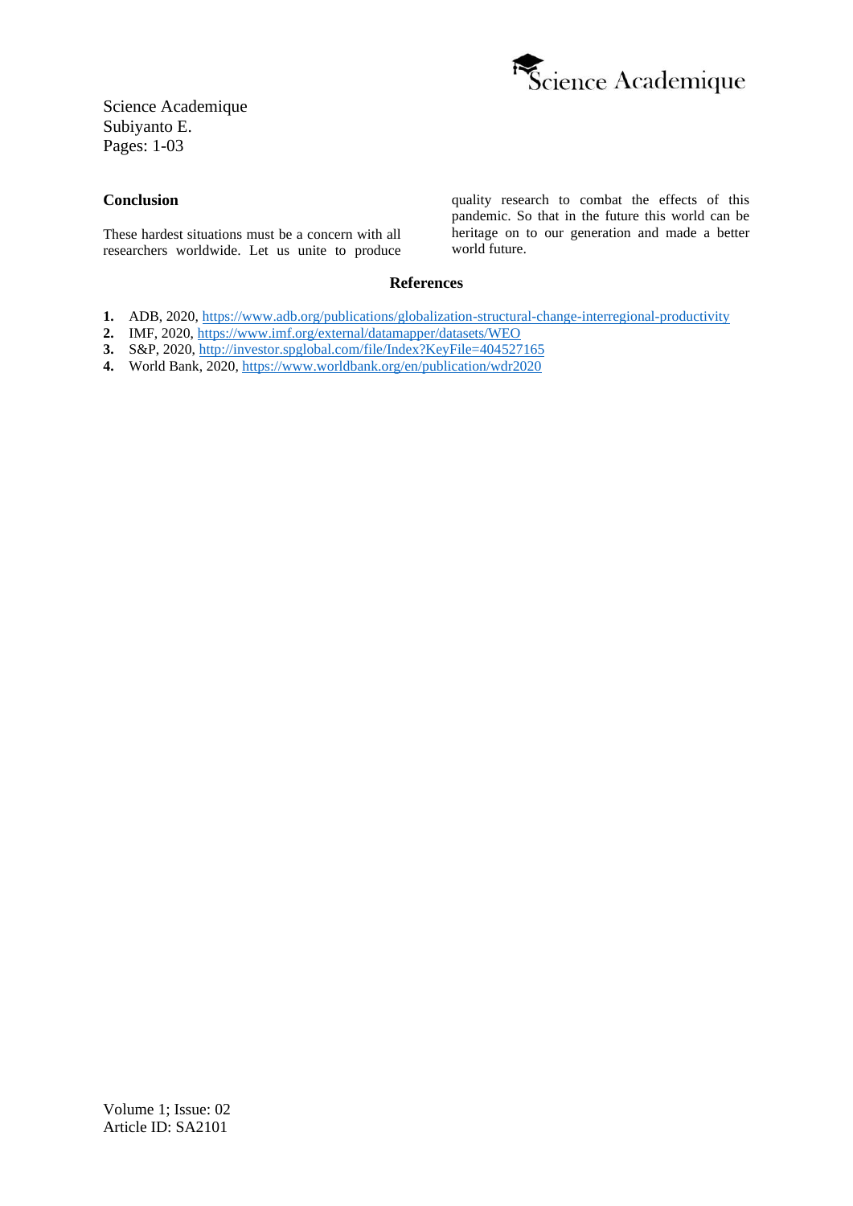## Conclusion

These hardest situations must be a concern with all researchers worldwide. Let us unite to produce quality research to combat the effects of this pandemic. So that in the future this world can be heritage on to our generation and made a better world future.

## References

1. ADB, 2020, https://www.adb.org/publications/globalization-structural-change-interregional-productivity
2. IMF, 2020, https://www.imf.org/external/datamapper/datasets/WEO
3. S&P, 2020, http://investor.spglobal.com/file/Index?KeyFile=404527165
4. World Bank, 2020, https://www.worldbank.org/en/publication/wdr2020